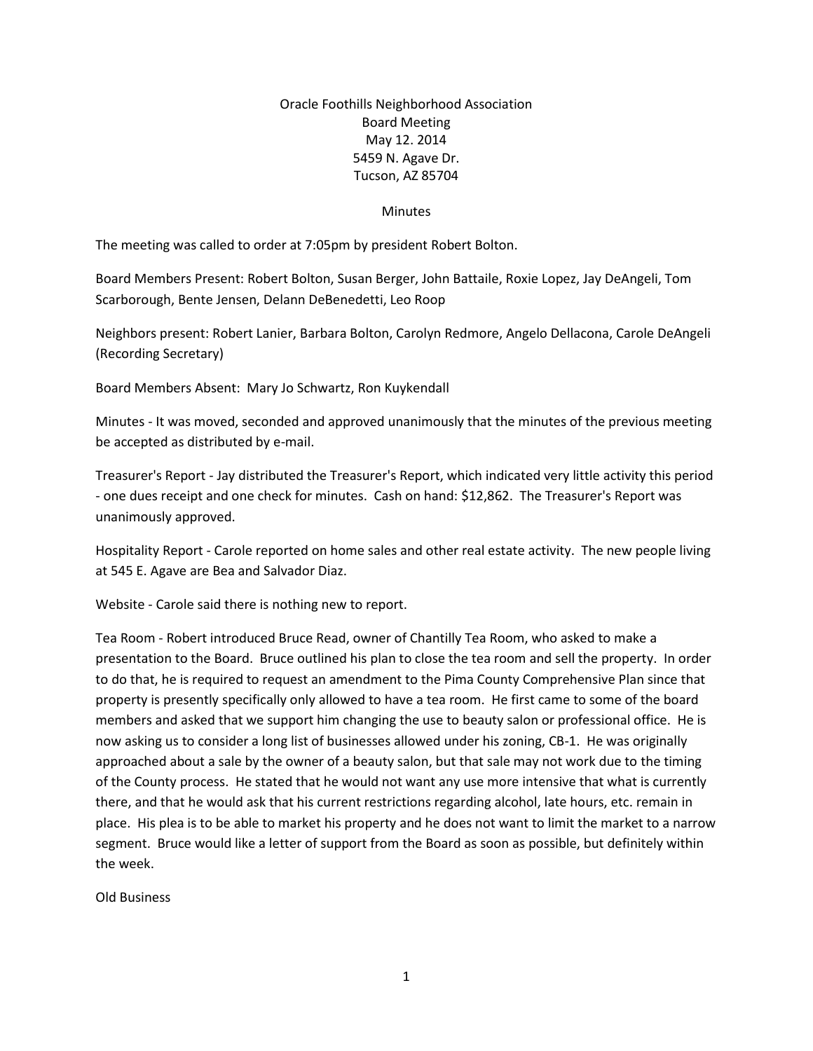Oracle Foothills Neighborhood Association
Board Meeting
May 12. 2014
5459 N. Agave Dr.
Tucson, AZ 85704

Minutes

The meeting was called to order at 7:05pm by president Robert Bolton.

Board Members Present: Robert Bolton, Susan Berger, John Battaile, Roxie Lopez, Jay DeAngeli, Tom Scarborough, Bente Jensen, Delann DeBenedetti, Leo Roop

Neighbors present: Robert Lanier, Barbara Bolton, Carolyn Redmore, Angelo Dellacona, Carole DeAngeli (Recording Secretary)

Board Members Absent: Mary Jo Schwartz, Ron Kuykendall

Minutes - It was moved, seconded and approved unanimously that the minutes of the previous meeting be accepted as distributed by e-mail.

Treasurer's Report - Jay distributed the Treasurer's Report, which indicated very little activity this period - one dues receipt and one check for minutes. Cash on hand: $12,862. The Treasurer's Report was unanimously approved.

Hospitality Report - Carole reported on home sales and other real estate activity. The new people living at 545 E. Agave are Bea and Salvador Diaz.

Website - Carole said there is nothing new to report.

Tea Room - Robert introduced Bruce Read, owner of Chantilly Tea Room, who asked to make a presentation to the Board. Bruce outlined his plan to close the tea room and sell the property. In order to do that, he is required to request an amendment to the Pima County Comprehensive Plan since that property is presently specifically only allowed to have a tea room. He first came to some of the board members and asked that we support him changing the use to beauty salon or professional office. He is now asking us to consider a long list of businesses allowed under his zoning, CB-1. He was originally approached about a sale by the owner of a beauty salon, but that sale may not work due to the timing of the County process. He stated that he would not want any use more intensive that what is currently there, and that he would ask that his current restrictions regarding alcohol, late hours, etc. remain in place. His plea is to be able to market his property and he does not want to limit the market to a narrow segment. Bruce would like a letter of support from the Board as soon as possible, but definitely within the week.

Old Business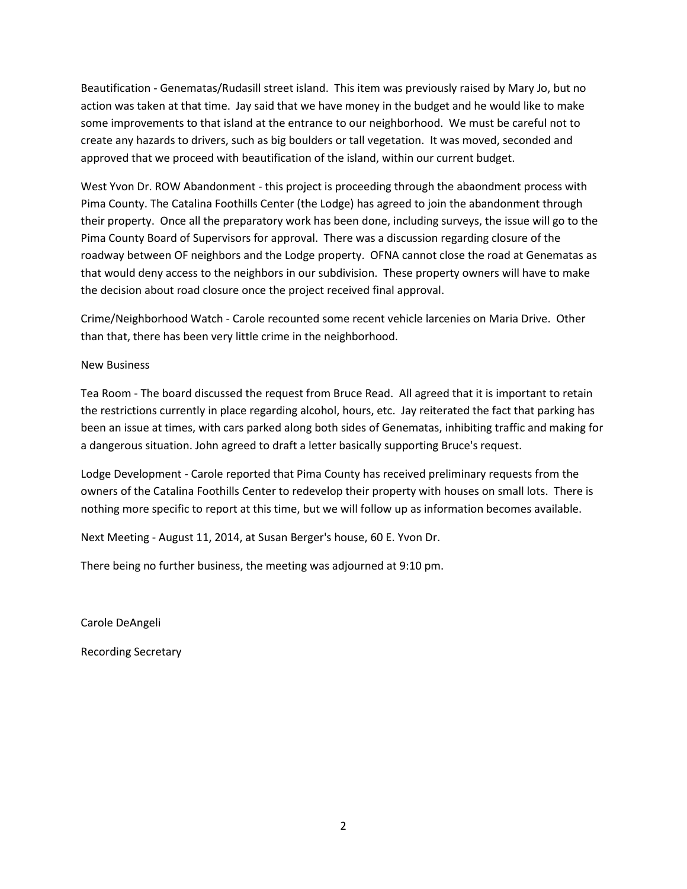Beautification - Genematas/Rudasill street island. This item was previously raised by Mary Jo, but no action was taken at that time. Jay said that we have money in the budget and he would like to make some improvements to that island at the entrance to our neighborhood. We must be careful not to create any hazards to drivers, such as big boulders or tall vegetation. It was moved, seconded and approved that we proceed with beautification of the island, within our current budget.

West Yvon Dr. ROW Abandonment - this project is proceeding through the abaondment process with Pima County. The Catalina Foothills Center (the Lodge) has agreed to join the abandonment through their property. Once all the preparatory work has been done, including surveys, the issue will go to the Pima County Board of Supervisors for approval. There was a discussion regarding closure of the roadway between OF neighbors and the Lodge property. OFNA cannot close the road at Genematas as that would deny access to the neighbors in our subdivision. These property owners will have to make the decision about road closure once the project received final approval.

Crime/Neighborhood Watch - Carole recounted some recent vehicle larcenies on Maria Drive. Other than that, there has been very little crime in the neighborhood.

New Business

Tea Room - The board discussed the request from Bruce Read. All agreed that it is important to retain the restrictions currently in place regarding alcohol, hours, etc. Jay reiterated the fact that parking has been an issue at times, with cars parked along both sides of Genematas, inhibiting traffic and making for a dangerous situation. John agreed to draft a letter basically supporting Bruce's request.

Lodge Development - Carole reported that Pima County has received preliminary requests from the owners of the Catalina Foothills Center to redevelop their property with houses on small lots. There is nothing more specific to report at this time, but we will follow up as information becomes available.

Next Meeting - August 11, 2014, at Susan Berger's house, 60 E. Yvon Dr.

There being no further business, the meeting was adjourned at 9:10 pm.

Carole DeAngeli

Recording Secretary